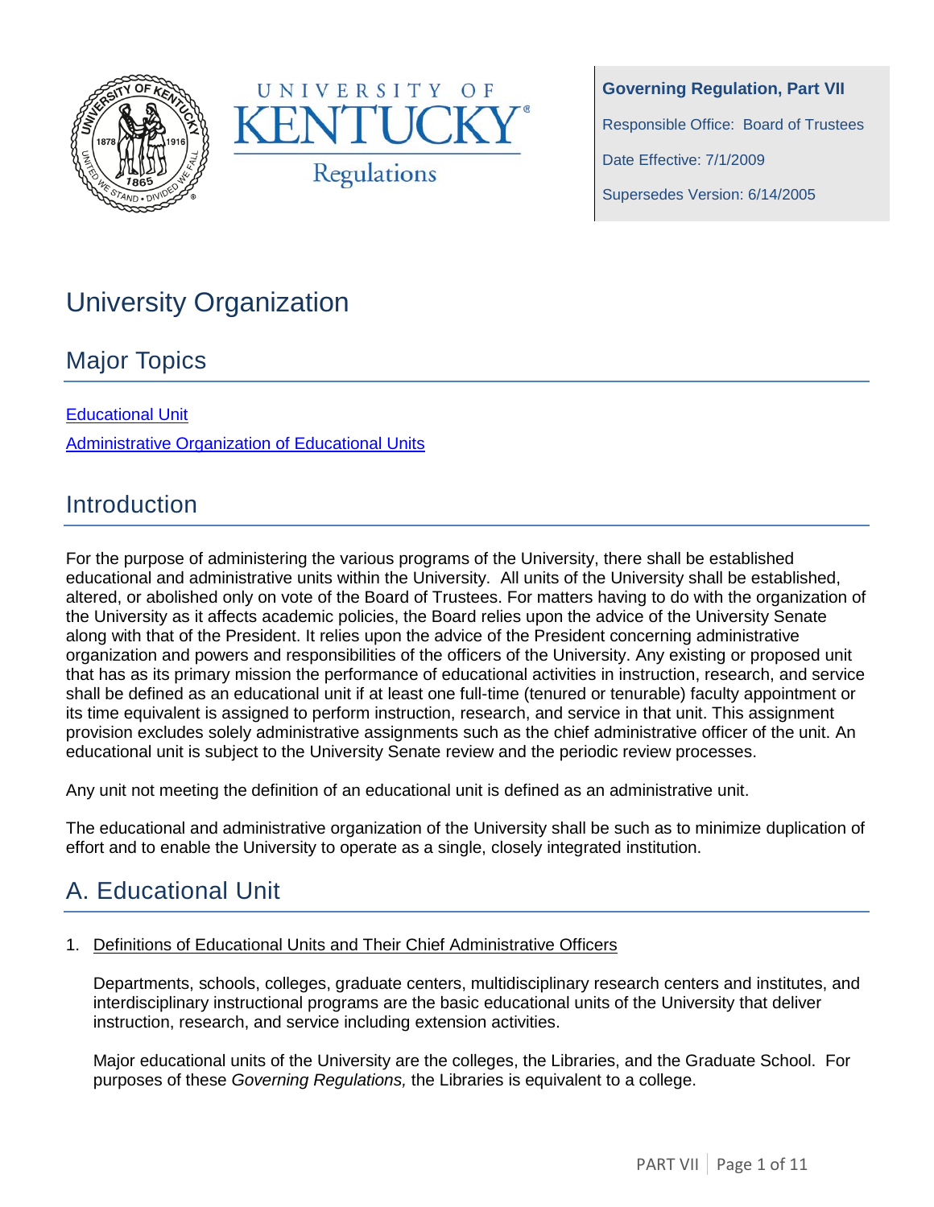**Governing Regulation, Part VII**

Responsible Office: Board of Trustees

Date Effective: 7/1/2009

Supersedes Version: 6/14/2005

# University Organization

## Major Topics

[Educational Unit](#)

[Administrative Organization of Educational Units](#)

## Introduction

For the purpose of administering the various programs of the University, there shall be established educational and administrative units within the University. All units of the University shall be established, altered, or abolished only on vote of the Board of Trustees. For matters having to do with the organization of the University as it affects academic policies, the Board relies upon the advice of the University Senate along with that of the President. It relies upon the advice of the President concerning administrative organization and powers and responsibilities of the officers of the University. Any existing or proposed unit that has as its primary mission the performance of educational activities in instruction, research, and service shall be defined as an educational unit if at least one full-time (tenured or tenurable) faculty appointment or its time equivalent is assigned to perform instruction, research, and service in that unit. This assignment provision excludes solely administrative assignments such as the chief administrative officer of the unit. An educational unit is subject to the University Senate review and the periodic review processes.

Any unit not meeting the definition of an educational unit is defined as an administrative unit.

The educational and administrative organization of the University shall be such as to minimize duplication of effort and to enable the University to operate as a single, closely integrated institution.

## A. Educational Unit

1. Definitions of Educational Units and Their Chief Administrative Officers

   Departments, schools, colleges, graduate centers, multidisciplinary research centers and institutes, and interdisciplinary instructional programs are the basic educational units of the University that deliver instruction, research, and service including extension activities.

   Major educational units of the University are the colleges, the Libraries, and the Graduate School. For purposes of these *Governing Regulations,* the Libraries is equivalent to a college.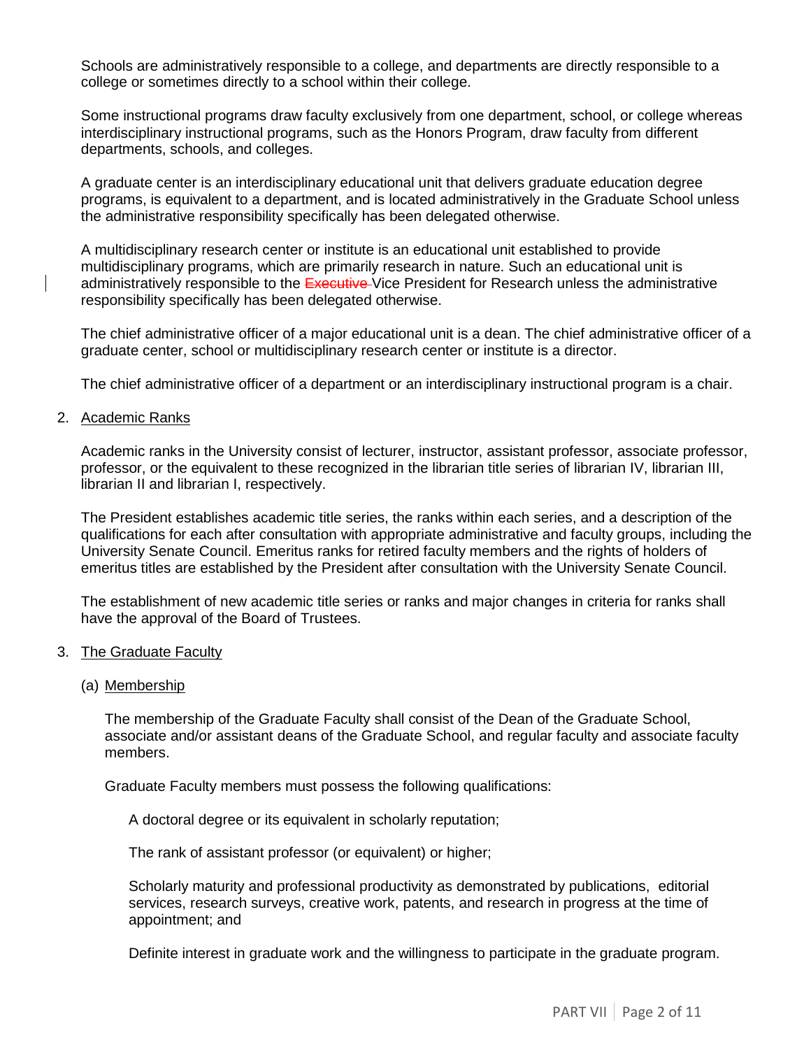Schools are administratively responsible to a college, and departments are directly responsible to a college or sometimes directly to a school within their college.

Some instructional programs draw faculty exclusively from one department, school, or college whereas interdisciplinary instructional programs, such as the Honors Program, draw faculty from different departments, schools, and colleges.

A graduate center is an interdisciplinary educational unit that delivers graduate education degree programs, is equivalent to a department, and is located administratively in the Graduate School unless the administrative responsibility specifically has been delegated otherwise.

A multidisciplinary research center or institute is an educational unit established to provide multidisciplinary programs, which are primarily research in nature. Such an educational unit is administratively responsible to the ~~Executive~~ Vice President for Research unless the administrative responsibility specifically has been delegated otherwise.

The chief administrative officer of a major educational unit is a dean. The chief administrative officer of a graduate center, school or multidisciplinary research center or institute is a director.

The chief administrative officer of a department or an interdisciplinary instructional program is a chair.

2. Academic Ranks

Academic ranks in the University consist of lecturer, instructor, assistant professor, associate professor, professor, or the equivalent to these recognized in the librarian title series of librarian IV, librarian III, librarian II and librarian I, respectively.

The President establishes academic title series, the ranks within each series, and a description of the qualifications for each after consultation with appropriate administrative and faculty groups, including the University Senate Council. Emeritus ranks for retired faculty members and the rights of holders of emeritus titles are established by the President after consultation with the University Senate Council.

The establishment of new academic title series or ranks and major changes in criteria for ranks shall have the approval of the Board of Trustees.

3. The Graduate Faculty

(a) Membership

The membership of the Graduate Faculty shall consist of the Dean of the Graduate School, associate and/or assistant deans of the Graduate School, and regular faculty and associate faculty members.

Graduate Faculty members must possess the following qualifications:

A doctoral degree or its equivalent in scholarly reputation;

The rank of assistant professor (or equivalent) or higher;

Scholarly maturity and professional productivity as demonstrated by publications, editorial services, research surveys, creative work, patents, and research in progress at the time of appointment; and

Definite interest in graduate work and the willingness to participate in the graduate program.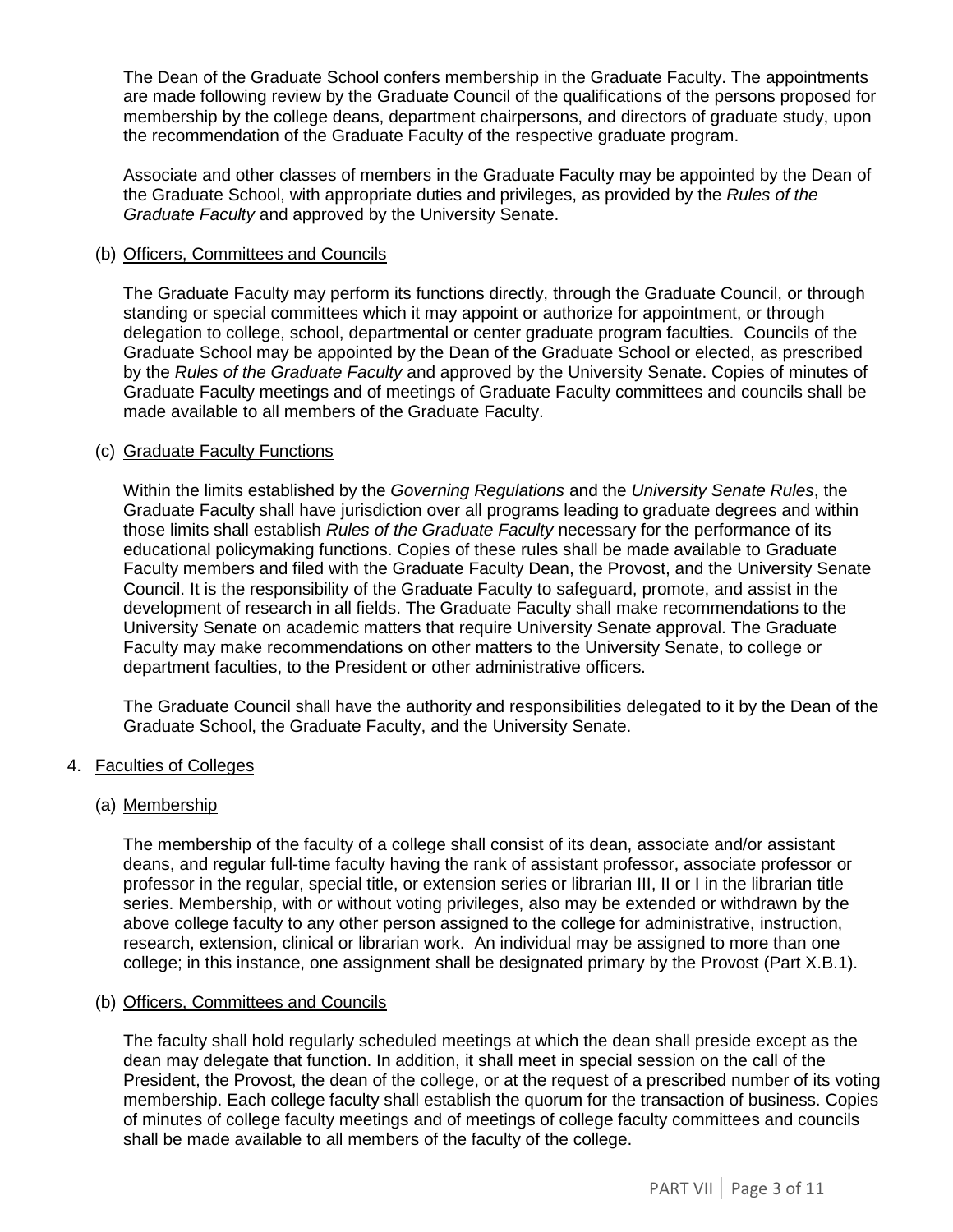The Dean of the Graduate School confers membership in the Graduate Faculty. The appointments are made following review by the Graduate Council of the qualifications of the persons proposed for membership by the college deans, department chairpersons, and directors of graduate study, upon the recommendation of the Graduate Faculty of the respective graduate program.

Associate and other classes of members in the Graduate Faculty may be appointed by the Dean of the Graduate School, with appropriate duties and privileges, as provided by the *Rules of the Graduate Faculty* and approved by the University Senate.

(b) Officers, Committees and Councils

The Graduate Faculty may perform its functions directly, through the Graduate Council, or through standing or special committees which it may appoint or authorize for appointment, or through delegation to college, school, departmental or center graduate program faculties. Councils of the Graduate School may be appointed by the Dean of the Graduate School or elected, as prescribed by the *Rules of the Graduate Faculty* and approved by the University Senate. Copies of minutes of Graduate Faculty meetings and of meetings of Graduate Faculty committees and councils shall be made available to all members of the Graduate Faculty.

(c) Graduate Faculty Functions

Within the limits established by the *Governing Regulations* and the *University Senate Rules*, the Graduate Faculty shall have jurisdiction over all programs leading to graduate degrees and within those limits shall establish *Rules of the Graduate Faculty* necessary for the performance of its educational policymaking functions. Copies of these rules shall be made available to Graduate Faculty members and filed with the Graduate Faculty Dean, the Provost, and the University Senate Council. It is the responsibility of the Graduate Faculty to safeguard, promote, and assist in the development of research in all fields. The Graduate Faculty shall make recommendations to the University Senate on academic matters that require University Senate approval. The Graduate Faculty may make recommendations on other matters to the University Senate, to college or department faculties, to the President or other administrative officers.

The Graduate Council shall have the authority and responsibilities delegated to it by the Dean of the Graduate School, the Graduate Faculty, and the University Senate.

4. Faculties of Colleges

(a) Membership

The membership of the faculty of a college shall consist of its dean, associate and/or assistant deans, and regular full-time faculty having the rank of assistant professor, associate professor or professor in the regular, special title, or extension series or librarian III, II or I in the librarian title series. Membership, with or without voting privileges, also may be extended or withdrawn by the above college faculty to any other person assigned to the college for administrative, instruction, research, extension, clinical or librarian work. An individual may be assigned to more than one college; in this instance, one assignment shall be designated primary by the Provost (Part X.B.1).

(b) Officers, Committees and Councils

The faculty shall hold regularly scheduled meetings at which the dean shall preside except as the dean may delegate that function. In addition, it shall meet in special session on the call of the President, the Provost, the dean of the college, or at the request of a prescribed number of its voting membership. Each college faculty shall establish the quorum for the transaction of business. Copies of minutes of college faculty meetings and of meetings of college faculty committees and councils shall be made available to all members of the faculty of the college.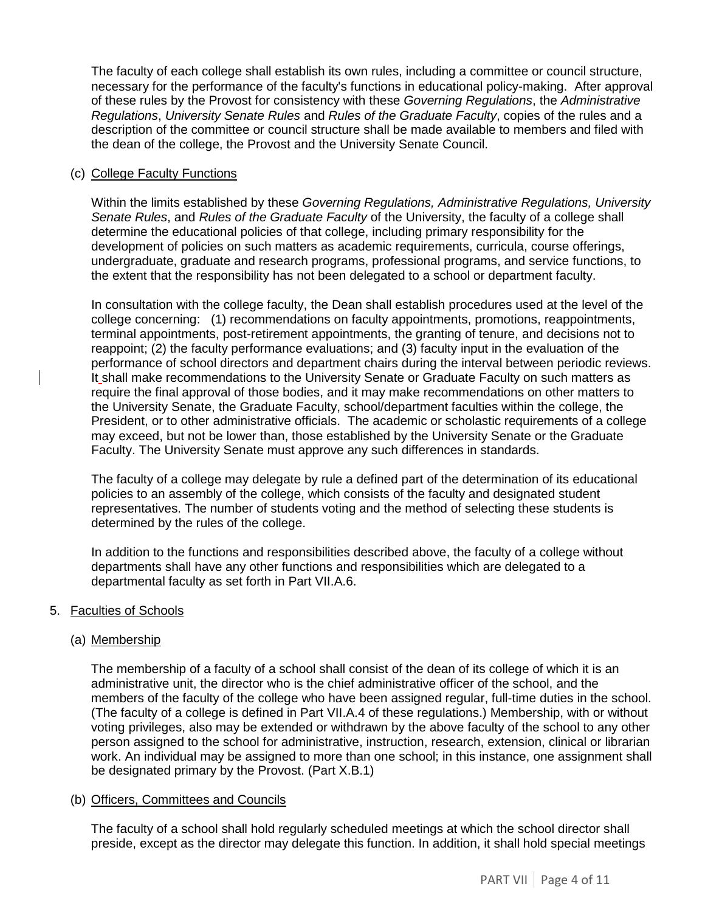The faculty of each college shall establish its own rules, including a committee or council structure, necessary for the performance of the faculty's functions in educational policy-making. After approval of these rules by the Provost for consistency with these *Governing Regulations*, the *Administrative Regulations*, *University Senate Rules* and *Rules of the Graduate Faculty*, copies of the rules and a description of the committee or council structure shall be made available to members and filed with the dean of the college, the Provost and the University Senate Council.

(c) <u>College Faculty Functions</u>

Within the limits established by these *Governing Regulations, Administrative Regulations, University Senate Rules*, and *Rules of the Graduate Faculty* of the University, the faculty of a college shall determine the educational policies of that college, including primary responsibility for the development of policies on such matters as academic requirements, curricula, course offerings, undergraduate, graduate and research programs, professional programs, and service functions, to the extent that the responsibility has not been delegated to a school or department faculty.

In consultation with the college faculty, the Dean shall establish procedures used at the level of the college concerning: (1) recommendations on faculty appointments, promotions, reappointments, terminal appointments, post-retirement appointments, the granting of tenure, and decisions not to reappoint; (2) the faculty performance evaluations; and (3) faculty input in the evaluation of the performance of school directors and department chairs during the interval between periodic reviews. It shall make recommendations to the University Senate or Graduate Faculty on such matters as require the final approval of those bodies, and it may make recommendations on other matters to the University Senate, the Graduate Faculty, school/department faculties within the college, the President, or to other administrative officials. The academic or scholastic requirements of a college may exceed, but not be lower than, those established by the University Senate or the Graduate Faculty. The University Senate must approve any such differences in standards.

The faculty of a college may delegate by rule a defined part of the determination of its educational policies to an assembly of the college, which consists of the faculty and designated student representatives. The number of students voting and the method of selecting these students is determined by the rules of the college.

In addition to the functions and responsibilities described above, the faculty of a college without departments shall have any other functions and responsibilities which are delegated to a departmental faculty as set forth in Part VII.A.6.

5. <u>Faculties of Schools</u>

(a) <u>Membership</u>

The membership of a faculty of a school shall consist of the dean of its college of which it is an administrative unit, the director who is the chief administrative officer of the school, and the members of the faculty of the college who have been assigned regular, full-time duties in the school. (The faculty of a college is defined in Part VII.A.4 of these regulations.) Membership, with or without voting privileges, also may be extended or withdrawn by the above faculty of the school to any other person assigned to the school for administrative, instruction, research, extension, clinical or librarian work. An individual may be assigned to more than one school; in this instance, one assignment shall be designated primary by the Provost. (Part X.B.1)

(b) <u>Officers, Committees and Councils</u>

The faculty of a school shall hold regularly scheduled meetings at which the school director shall preside, except as the director may delegate this function. In addition, it shall hold special meetings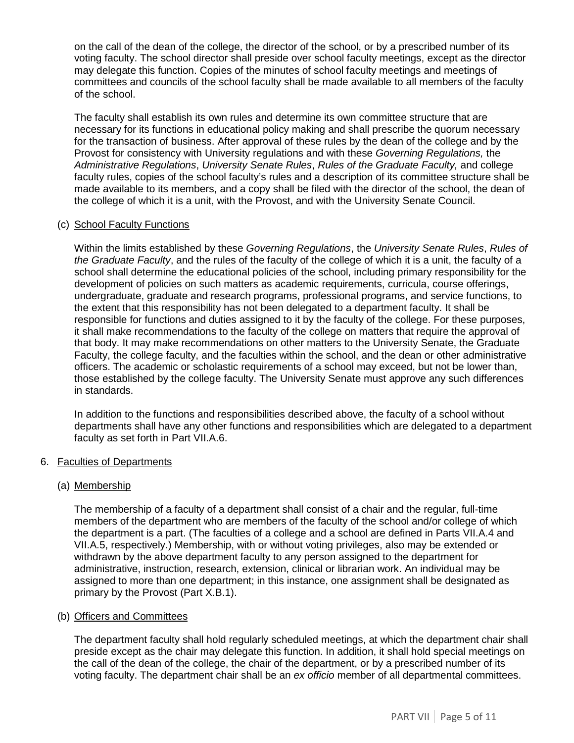on the call of the dean of the college, the director of the school, or by a prescribed number of its voting faculty. The school director shall preside over school faculty meetings, except as the director may delegate this function. Copies of the minutes of school faculty meetings and meetings of committees and councils of the school faculty shall be made available to all members of the faculty of the school.

The faculty shall establish its own rules and determine its own committee structure that are necessary for its functions in educational policy making and shall prescribe the quorum necessary for the transaction of business. After approval of these rules by the dean of the college and by the Provost for consistency with University regulations and with these *Governing Regulations,* the *Administrative Regulations*, *University Senate Rules*, *Rules of the Graduate Faculty,* and college faculty rules, copies of the school faculty's rules and a description of its committee structure shall be made available to its members, and a copy shall be filed with the director of the school, the dean of the college of which it is a unit, with the Provost, and with the University Senate Council.

(c) School Faculty Functions

Within the limits established by these *Governing Regulations*, the *University Senate Rules*, *Rules of the Graduate Faculty*, and the rules of the faculty of the college of which it is a unit, the faculty of a school shall determine the educational policies of the school, including primary responsibility for the development of policies on such matters as academic requirements, curricula, course offerings, undergraduate, graduate and research programs, professional programs, and service functions, to the extent that this responsibility has not been delegated to a department faculty. It shall be responsible for functions and duties assigned to it by the faculty of the college. For these purposes, it shall make recommendations to the faculty of the college on matters that require the approval of that body. It may make recommendations on other matters to the University Senate, the Graduate Faculty, the college faculty, and the faculties within the school, and the dean or other administrative officers. The academic or scholastic requirements of a school may exceed, but not be lower than, those established by the college faculty. The University Senate must approve any such differences in standards.

In addition to the functions and responsibilities described above, the faculty of a school without departments shall have any other functions and responsibilities which are delegated to a department faculty as set forth in Part VII.A.6.

6. Faculties of Departments

(a) Membership

The membership of a faculty of a department shall consist of a chair and the regular, full-time members of the department who are members of the faculty of the school and/or college of which the department is a part. (The faculties of a college and a school are defined in Parts VII.A.4 and VII.A.5, respectively.) Membership, with or without voting privileges, also may be extended or withdrawn by the above department faculty to any person assigned to the department for administrative, instruction, research, extension, clinical or librarian work. An individual may be assigned to more than one department; in this instance, one assignment shall be designated as primary by the Provost (Part X.B.1).

(b) Officers and Committees

The department faculty shall hold regularly scheduled meetings, at which the department chair shall preside except as the chair may delegate this function. In addition, it shall hold special meetings on the call of the dean of the college, the chair of the department, or by a prescribed number of its voting faculty. The department chair shall be an *ex officio* member of all departmental committees.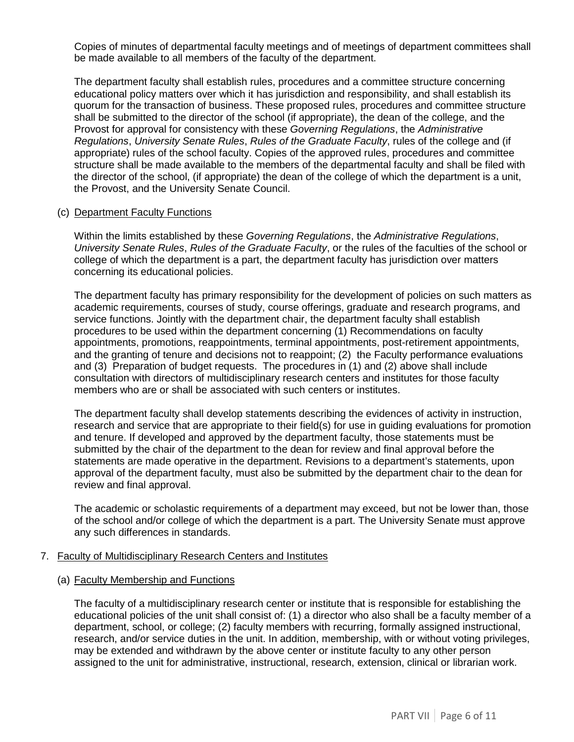Copies of minutes of departmental faculty meetings and of meetings of department committees shall be made available to all members of the faculty of the department.

The department faculty shall establish rules, procedures and a committee structure concerning educational policy matters over which it has jurisdiction and responsibility, and shall establish its quorum for the transaction of business. These proposed rules, procedures and committee structure shall be submitted to the director of the school (if appropriate), the dean of the college, and the Provost for approval for consistency with these *Governing Regulations*, the *Administrative Regulations*, *University Senate Rules*, *Rules of the Graduate Faculty*, rules of the college and (if appropriate) rules of the school faculty. Copies of the approved rules, procedures and committee structure shall be made available to the members of the departmental faculty and shall be filed with the director of the school, (if appropriate) the dean of the college of which the department is a unit, the Provost, and the University Senate Council.

(c) Department Faculty Functions

Within the limits established by these *Governing Regulations*, the *Administrative Regulations*, *University Senate Rules*, *Rules of the Graduate Faculty*, or the rules of the faculties of the school or college of which the department is a part, the department faculty has jurisdiction over matters concerning its educational policies.

The department faculty has primary responsibility for the development of policies on such matters as academic requirements, courses of study, course offerings, graduate and research programs, and service functions. Jointly with the department chair, the department faculty shall establish procedures to be used within the department concerning (1) Recommendations on faculty appointments, promotions, reappointments, terminal appointments, post-retirement appointments, and the granting of tenure and decisions not to reappoint; (2) the Faculty performance evaluations and (3) Preparation of budget requests. The procedures in (1) and (2) above shall include consultation with directors of multidisciplinary research centers and institutes for those faculty members who are or shall be associated with such centers or institutes.

The department faculty shall develop statements describing the evidences of activity in instruction, research and service that are appropriate to their field(s) for use in guiding evaluations for promotion and tenure. If developed and approved by the department faculty, those statements must be submitted by the chair of the department to the dean for review and final approval before the statements are made operative in the department. Revisions to a department's statements, upon approval of the department faculty, must also be submitted by the department chair to the dean for review and final approval.

The academic or scholastic requirements of a department may exceed, but not be lower than, those of the school and/or college of which the department is a part. The University Senate must approve any such differences in standards.

7. Faculty of Multidisciplinary Research Centers and Institutes

(a) Faculty Membership and Functions

The faculty of a multidisciplinary research center or institute that is responsible for establishing the educational policies of the unit shall consist of: (1) a director who also shall be a faculty member of a department, school, or college; (2) faculty members with recurring, formally assigned instructional, research, and/or service duties in the unit. In addition, membership, with or without voting privileges, may be extended and withdrawn by the above center or institute faculty to any other person assigned to the unit for administrative, instructional, research, extension, clinical or librarian work.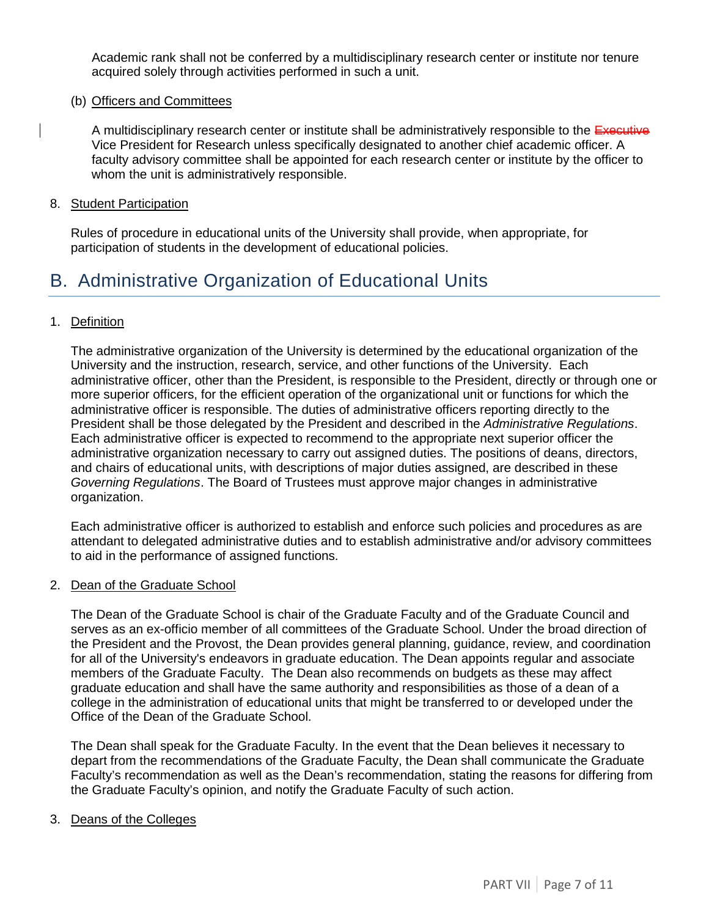Academic rank shall not be conferred by a multidisciplinary research center or institute nor tenure acquired solely through activities performed in such a unit.

(b) Officers and Committees

A multidisciplinary research center or institute shall be administratively responsible to the ~~Executive~~ Vice President for Research unless specifically designated to another chief academic officer. A faculty advisory committee shall be appointed for each research center or institute by the officer to whom the unit is administratively responsible.

8. Student Participation

Rules of procedure in educational units of the University shall provide, when appropriate, for participation of students in the development of educational policies.

## B. Administrative Organization of Educational Units

1. Definition

The administrative organization of the University is determined by the educational organization of the University and the instruction, research, service, and other functions of the University. Each administrative officer, other than the President, is responsible to the President, directly or through one or more superior officers, for the efficient operation of the organizational unit or functions for which the administrative officer is responsible. The duties of administrative officers reporting directly to the President shall be those delegated by the President and described in the *Administrative Regulations*. Each administrative officer is expected to recommend to the appropriate next superior officer the administrative organization necessary to carry out assigned duties. The positions of deans, directors, and chairs of educational units, with descriptions of major duties assigned, are described in these *Governing Regulations*. The Board of Trustees must approve major changes in administrative organization.

Each administrative officer is authorized to establish and enforce such policies and procedures as are attendant to delegated administrative duties and to establish administrative and/or advisory committees to aid in the performance of assigned functions.

2. Dean of the Graduate School

The Dean of the Graduate School is chair of the Graduate Faculty and of the Graduate Council and serves as an ex-officio member of all committees of the Graduate School. Under the broad direction of the President and the Provost, the Dean provides general planning, guidance, review, and coordination for all of the University's endeavors in graduate education. The Dean appoints regular and associate members of the Graduate Faculty. The Dean also recommends on budgets as these may affect graduate education and shall have the same authority and responsibilities as those of a dean of a college in the administration of educational units that might be transferred to or developed under the Office of the Dean of the Graduate School.

The Dean shall speak for the Graduate Faculty. In the event that the Dean believes it necessary to depart from the recommendations of the Graduate Faculty, the Dean shall communicate the Graduate Faculty's recommendation as well as the Dean's recommendation, stating the reasons for differing from the Graduate Faculty's opinion, and notify the Graduate Faculty of such action.

3. Deans of the Colleges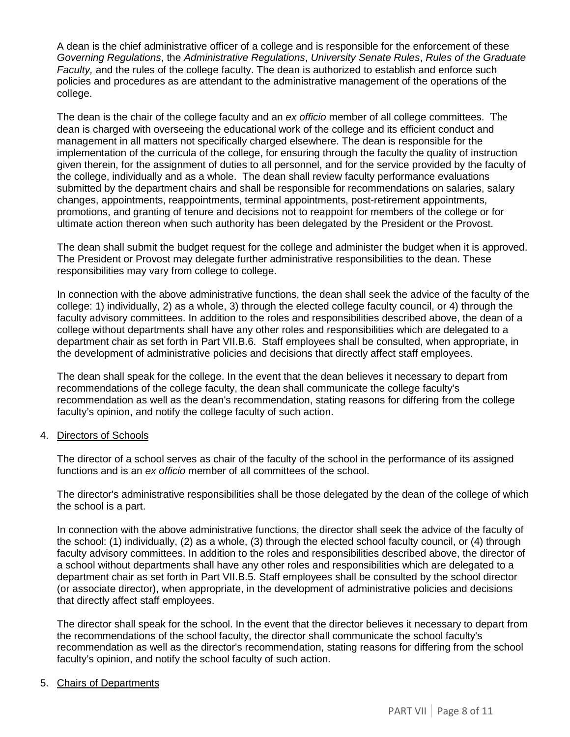A dean is the chief administrative officer of a college and is responsible for the enforcement of these *Governing Regulations*, the *Administrative Regulations*, *University Senate Rules*, *Rules of the Graduate Faculty,* and the rules of the college faculty. The dean is authorized to establish and enforce such policies and procedures as are attendant to the administrative management of the operations of the college.

The dean is the chair of the college faculty and an *ex officio* member of all college committees. The dean is charged with overseeing the educational work of the college and its efficient conduct and management in all matters not specifically charged elsewhere. The dean is responsible for the implementation of the curricula of the college, for ensuring through the faculty the quality of instruction given therein, for the assignment of duties to all personnel, and for the service provided by the faculty of the college, individually and as a whole. The dean shall review faculty performance evaluations submitted by the department chairs and shall be responsible for recommendations on salaries, salary changes, appointments, reappointments, terminal appointments, post-retirement appointments, promotions, and granting of tenure and decisions not to reappoint for members of the college or for ultimate action thereon when such authority has been delegated by the President or the Provost.

The dean shall submit the budget request for the college and administer the budget when it is approved. The President or Provost may delegate further administrative responsibilities to the dean. These responsibilities may vary from college to college.

In connection with the above administrative functions, the dean shall seek the advice of the faculty of the college: 1) individually, 2) as a whole, 3) through the elected college faculty council, or 4) through the faculty advisory committees. In addition to the roles and responsibilities described above, the dean of a college without departments shall have any other roles and responsibilities which are delegated to a department chair as set forth in Part VII.B.6. Staff employees shall be consulted, when appropriate, in the development of administrative policies and decisions that directly affect staff employees.

The dean shall speak for the college. In the event that the dean believes it necessary to depart from recommendations of the college faculty, the dean shall communicate the college faculty's recommendation as well as the dean's recommendation, stating reasons for differing from the college faculty's opinion, and notify the college faculty of such action.

4. Directors of Schools

The director of a school serves as chair of the faculty of the school in the performance of its assigned functions and is an *ex officio* member of all committees of the school.

The director's administrative responsibilities shall be those delegated by the dean of the college of which the school is a part.

In connection with the above administrative functions, the director shall seek the advice of the faculty of the school: (1) individually, (2) as a whole, (3) through the elected school faculty council, or (4) through faculty advisory committees. In addition to the roles and responsibilities described above, the director of a school without departments shall have any other roles and responsibilities which are delegated to a department chair as set forth in Part VII.B.5. Staff employees shall be consulted by the school director (or associate director), when appropriate, in the development of administrative policies and decisions that directly affect staff employees.

The director shall speak for the school. In the event that the director believes it necessary to depart from the recommendations of the school faculty, the director shall communicate the school faculty's recommendation as well as the director's recommendation, stating reasons for differing from the school faculty's opinion, and notify the school faculty of such action.

5. Chairs of Departments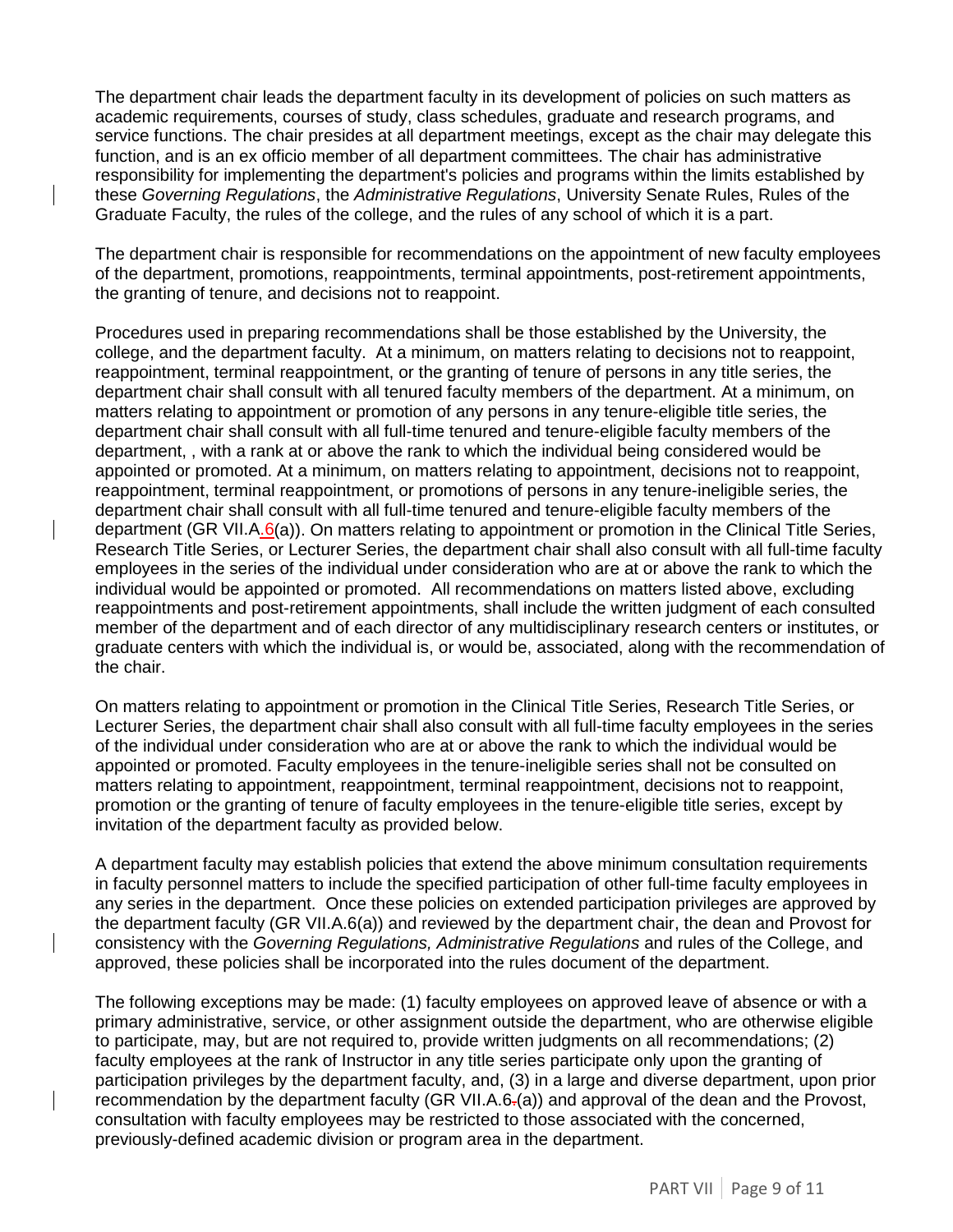The department chair leads the department faculty in its development of policies on such matters as academic requirements, courses of study, class schedules, graduate and research programs, and service functions. The chair presides at all department meetings, except as the chair may delegate this function, and is an ex officio member of all department committees. The chair has administrative responsibility for implementing the department's policies and programs within the limits established by these *Governing Regulations*, the *Administrative Regulations*, University Senate Rules, Rules of the Graduate Faculty, the rules of the college, and the rules of any school of which it is a part.

The department chair is responsible for recommendations on the appointment of new faculty employees of the department, promotions, reappointments, terminal appointments, post-retirement appointments, the granting of tenure, and decisions not to reappoint.

Procedures used in preparing recommendations shall be those established by the University, the college, and the department faculty. At a minimum, on matters relating to decisions not to reappoint, reappointment, terminal reappointment, or the granting of tenure of persons in any title series, the department chair shall consult with all tenured faculty members of the department. At a minimum, on matters relating to appointment or promotion of any persons in any tenure-eligible title series, the department chair shall consult with all full-time tenured and tenure-eligible faculty members of the department, , with a rank at or above the rank to which the individual being considered would be appointed or promoted. At a minimum, on matters relating to appointment, decisions not to reappoint, reappointment, terminal reappointment, or promotions of persons in any tenure-ineligible series, the department chair shall consult with all full-time tenured and tenure-eligible faculty members of the department (GR VII.A.6(a)). On matters relating to appointment or promotion in the Clinical Title Series, Research Title Series, or Lecturer Series, the department chair shall also consult with all full-time faculty employees in the series of the individual under consideration who are at or above the rank to which the individual would be appointed or promoted. All recommendations on matters listed above, excluding reappointments and post-retirement appointments, shall include the written judgment of each consulted member of the department and of each director of any multidisciplinary research centers or institutes, or graduate centers with which the individual is, or would be, associated, along with the recommendation of the chair.

On matters relating to appointment or promotion in the Clinical Title Series, Research Title Series, or Lecturer Series, the department chair shall also consult with all full-time faculty employees in the series of the individual under consideration who are at or above the rank to which the individual would be appointed or promoted. Faculty employees in the tenure-ineligible series shall not be consulted on matters relating to appointment, reappointment, terminal reappointment, decisions not to reappoint, promotion or the granting of tenure of faculty employees in the tenure-eligible title series, except by invitation of the department faculty as provided below.

A department faculty may establish policies that extend the above minimum consultation requirements in faculty personnel matters to include the specified participation of other full-time faculty employees in any series in the department. Once these policies on extended participation privileges are approved by the department faculty (GR VII.A.6(a)) and reviewed by the department chair, the dean and Provost for consistency with the *Governing Regulations, Administrative Regulations* and rules of the College, and approved, these policies shall be incorporated into the rules document of the department.

The following exceptions may be made: (1) faculty employees on approved leave of absence or with a primary administrative, service, or other assignment outside the department, who are otherwise eligible to participate, may, but are not required to, provide written judgments on all recommendations; (2) faculty employees at the rank of Instructor in any title series participate only upon the granting of participation privileges by the department faculty, and, (3) in a large and diverse department, upon prior recommendation by the department faculty (GR VII.A.6(a)) and approval of the dean and the Provost, consultation with faculty employees may be restricted to those associated with the concerned, previously-defined academic division or program area in the department.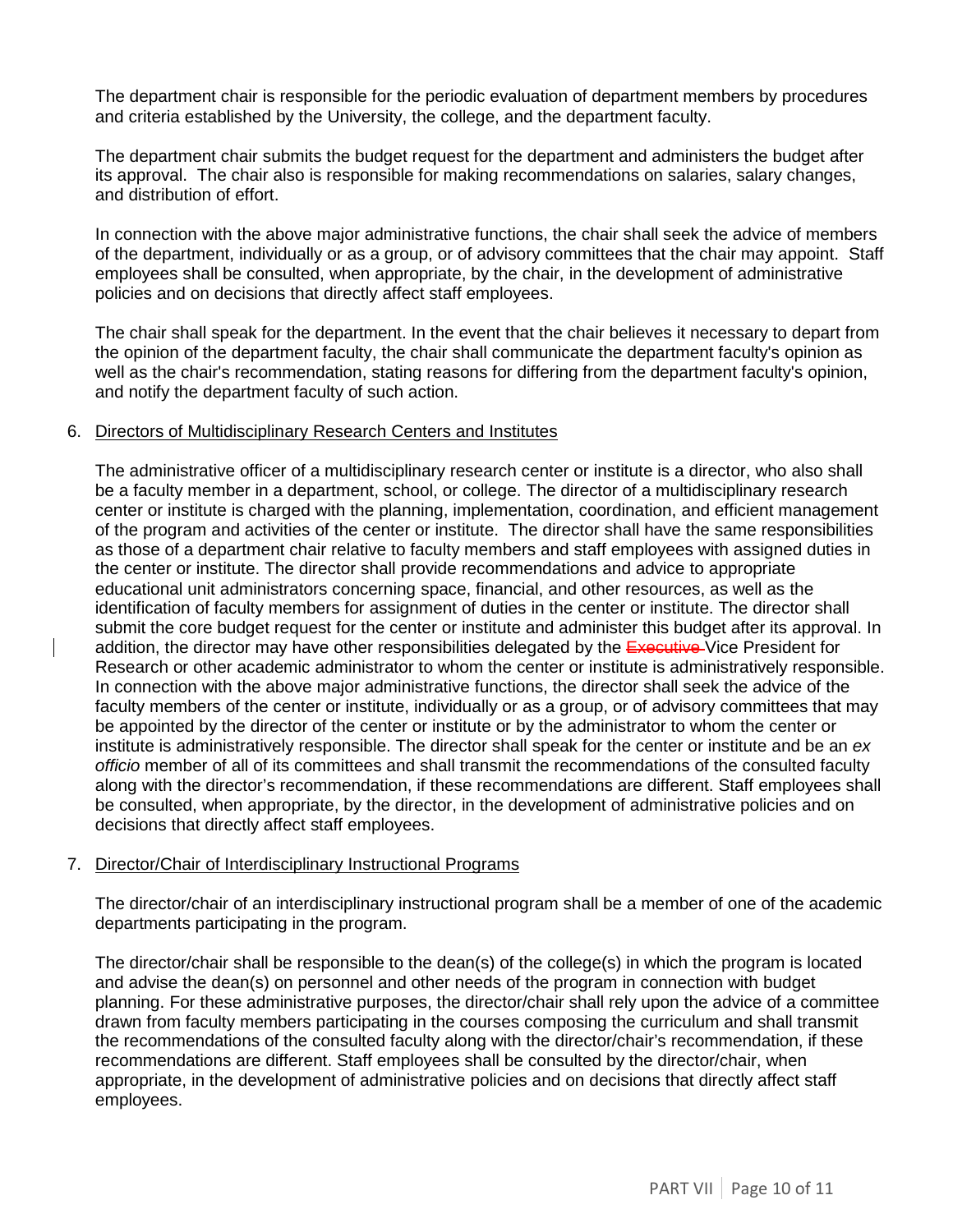The department chair is responsible for the periodic evaluation of department members by procedures and criteria established by the University, the college, and the department faculty.

The department chair submits the budget request for the department and administers the budget after its approval. The chair also is responsible for making recommendations on salaries, salary changes, and distribution of effort.

In connection with the above major administrative functions, the chair shall seek the advice of members of the department, individually or as a group, or of advisory committees that the chair may appoint. Staff employees shall be consulted, when appropriate, by the chair, in the development of administrative policies and on decisions that directly affect staff employees.

The chair shall speak for the department. In the event that the chair believes it necessary to depart from the opinion of the department faculty, the chair shall communicate the department faculty's opinion as well as the chair's recommendation, stating reasons for differing from the department faculty's opinion, and notify the department faculty of such action.

6. Directors of Multidisciplinary Research Centers and Institutes

The administrative officer of a multidisciplinary research center or institute is a director, who also shall be a faculty member in a department, school, or college. The director of a multidisciplinary research center or institute is charged with the planning, implementation, coordination, and efficient management of the program and activities of the center or institute. The director shall have the same responsibilities as those of a department chair relative to faculty members and staff employees with assigned duties in the center or institute. The director shall provide recommendations and advice to appropriate educational unit administrators concerning space, financial, and other resources, as well as the identification of faculty members for assignment of duties in the center or institute. The director shall submit the core budget request for the center or institute and administer this budget after its approval. In addition, the director may have other responsibilities delegated by the ~~Executive~~ Vice President for Research or other academic administrator to whom the center or institute is administratively responsible. In connection with the above major administrative functions, the director shall seek the advice of the faculty members of the center or institute, individually or as a group, or of advisory committees that may be appointed by the director of the center or institute or by the administrator to whom the center or institute is administratively responsible. The director shall speak for the center or institute and be an *ex officio* member of all of its committees and shall transmit the recommendations of the consulted faculty along with the director's recommendation, if these recommendations are different. Staff employees shall be consulted, when appropriate, by the director, in the development of administrative policies and on decisions that directly affect staff employees.

7. Director/Chair of Interdisciplinary Instructional Programs

The director/chair of an interdisciplinary instructional program shall be a member of one of the academic departments participating in the program.

The director/chair shall be responsible to the dean(s) of the college(s) in which the program is located and advise the dean(s) on personnel and other needs of the program in connection with budget planning. For these administrative purposes, the director/chair shall rely upon the advice of a committee drawn from faculty members participating in the courses composing the curriculum and shall transmit the recommendations of the consulted faculty along with the director/chair's recommendation, if these recommendations are different. Staff employees shall be consulted by the director/chair, when appropriate, in the development of administrative policies and on decisions that directly affect staff employees.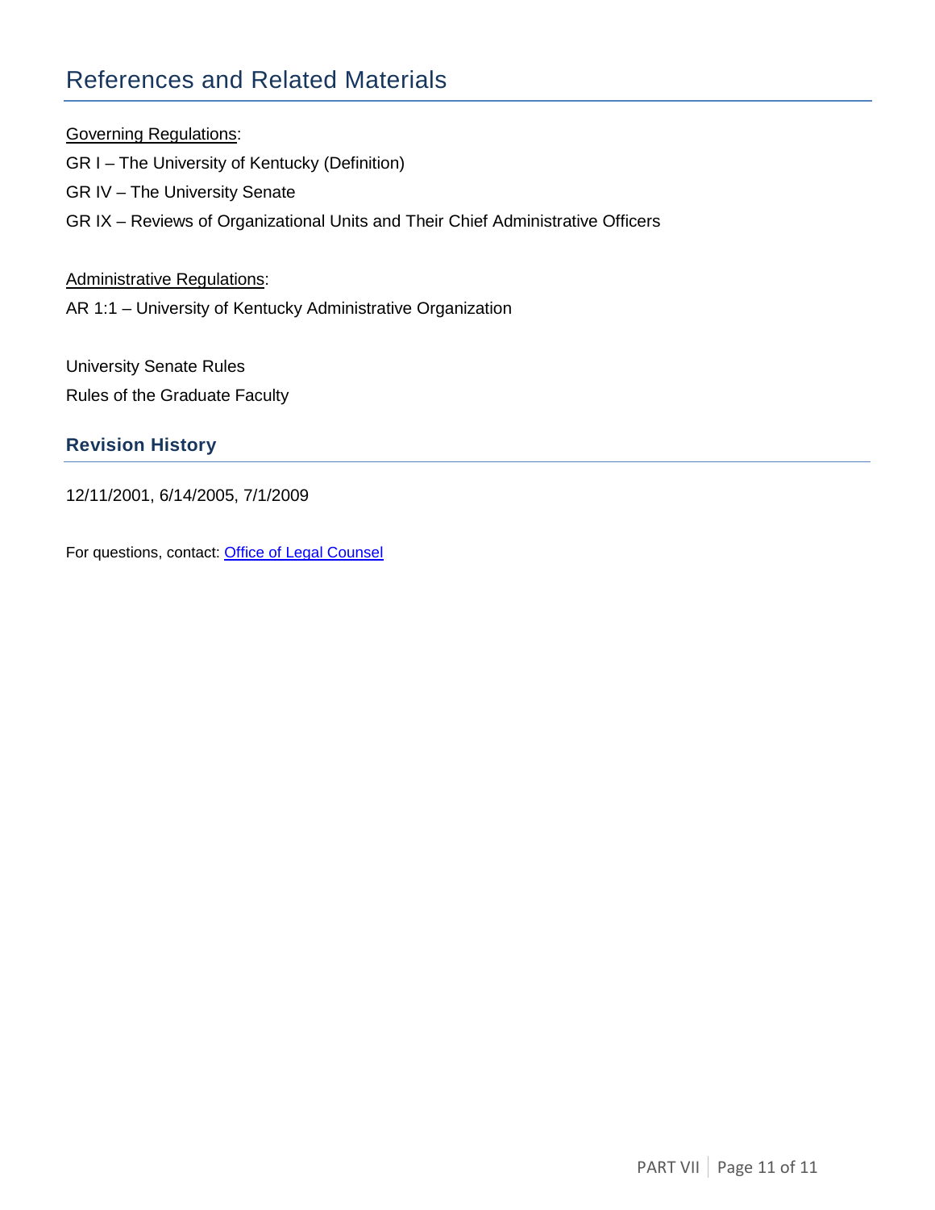# References and Related Materials

Governing Regulations:

GR I – The University of Kentucky (Definition)

GR IV – The University Senate

GR IX – Reviews of Organizational Units and Their Chief Administrative Officers

Administrative Regulations:

AR 1:1 – University of Kentucky Administrative Organization

University Senate Rules

Rules of the Graduate Faculty

## Revision History

12/11/2001, 6/14/2005, 7/1/2009

For questions, contact: Office of Legal Counsel